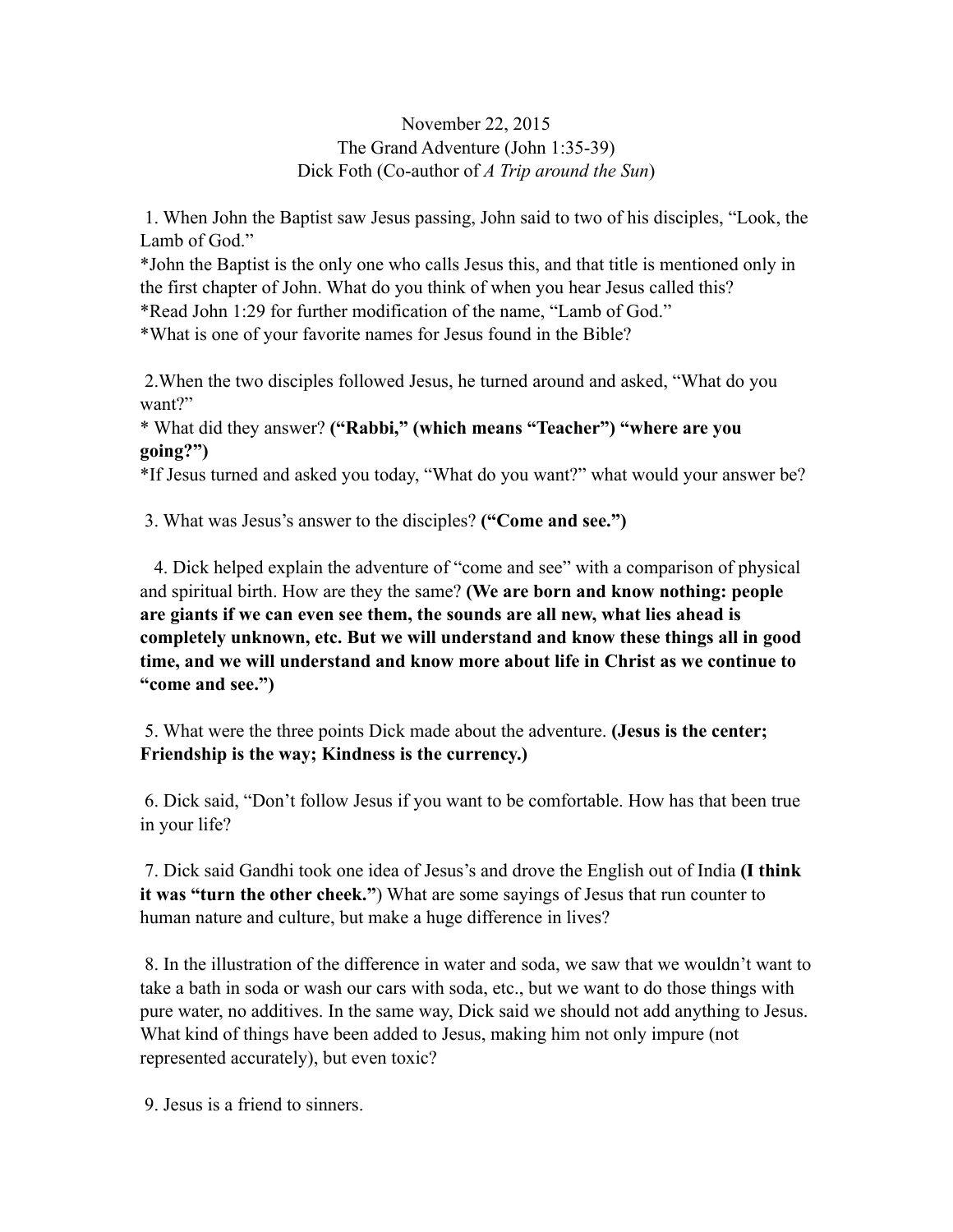November 22, 2015
The Grand Adventure (John 1:35-39)
Dick Foth (Co-author of *A Trip around the Sun*)

1. When John the Baptist saw Jesus passing, John said to two of his disciples, "Look, the Lamb of God."
*John the Baptist is the only one who calls Jesus this, and that title is mentioned only in the first chapter of John. What do you think of when you hear Jesus called this?
*Read John 1:29 for further modification of the name, "Lamb of God."
*What is one of your favorite names for Jesus found in the Bible?

2.When the two disciples followed Jesus, he turned around and asked, "What do you want?"
* What did they answer? **("Rabbi," (which means "Teacher") "where are you going?")**
*If Jesus turned and asked you today, "What do you want?" what would your answer be?

3. What was Jesus's answer to the disciples? **("Come and see.")**

4. Dick helped explain the adventure of "come and see" with a comparison of physical and spiritual birth. How are they the same? **(We are born and know nothing: people are giants if we can even see them, the sounds are all new, what lies ahead is completely unknown, etc. But we will understand and know these things all in good time, and we will understand and know more about life in Christ as we continue to "come and see.")**

5. What were the three points Dick made about the adventure. **(Jesus is the center; Friendship is the way; Kindness is the currency.)**

6. Dick said, "Don't follow Jesus if you want to be comfortable. How has that been true in your life?

7. Dick said Gandhi took one idea of Jesus's and drove the English out of India **(I think it was "turn the other cheek."**) What are some sayings of Jesus that run counter to human nature and culture, but make a huge difference in lives?

8. In the illustration of the difference in water and soda, we saw that we wouldn't want to take a bath in soda or wash our cars with soda, etc., but we want to do those things with pure water, no additives. In the same way, Dick said we should not add anything to Jesus. What kind of things have been added to Jesus, making him not only impure (not represented accurately), but even toxic?

9. Jesus is a friend to sinners.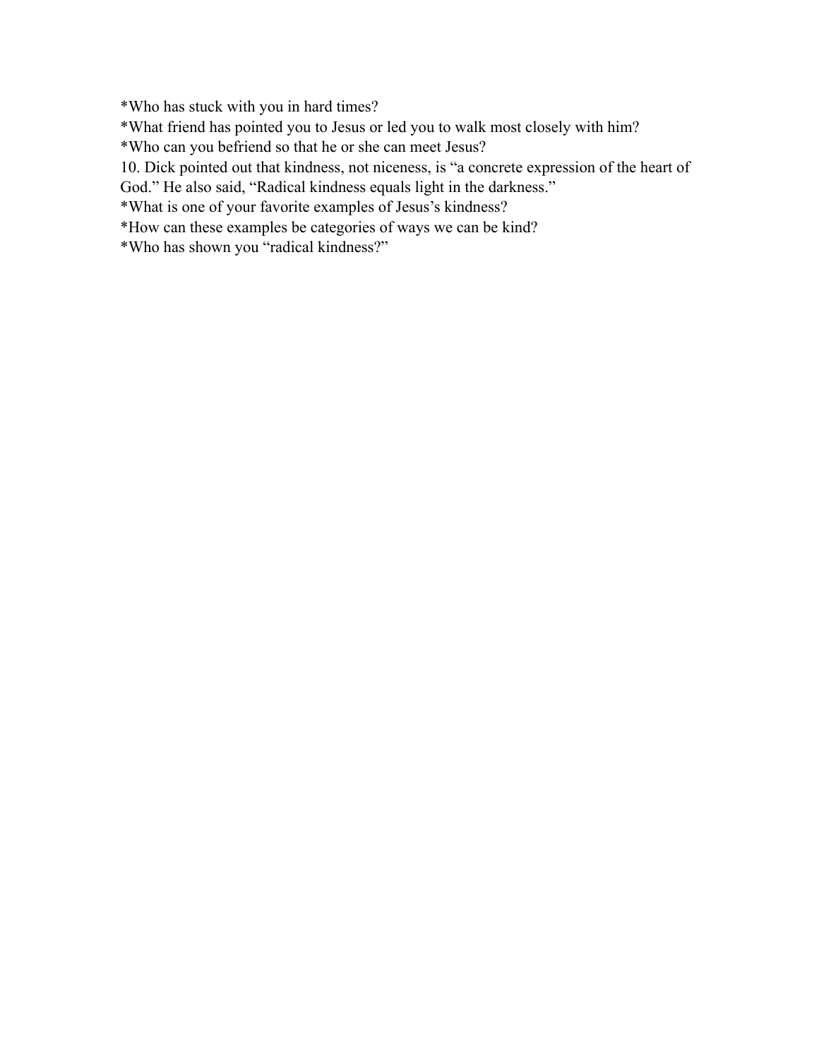*Who has stuck with you in hard times?
*What friend has pointed you to Jesus or led you to walk most closely with him?
*Who can you befriend so that he or she can meet Jesus?
10. Dick pointed out that kindness, not niceness, is "a concrete expression of the heart of God." He also said, "Radical kindness equals light in the darkness."
*What is one of your favorite examples of Jesus's kindness?
*How can these examples be categories of ways we can be kind?
*Who has shown you "radical kindness?"